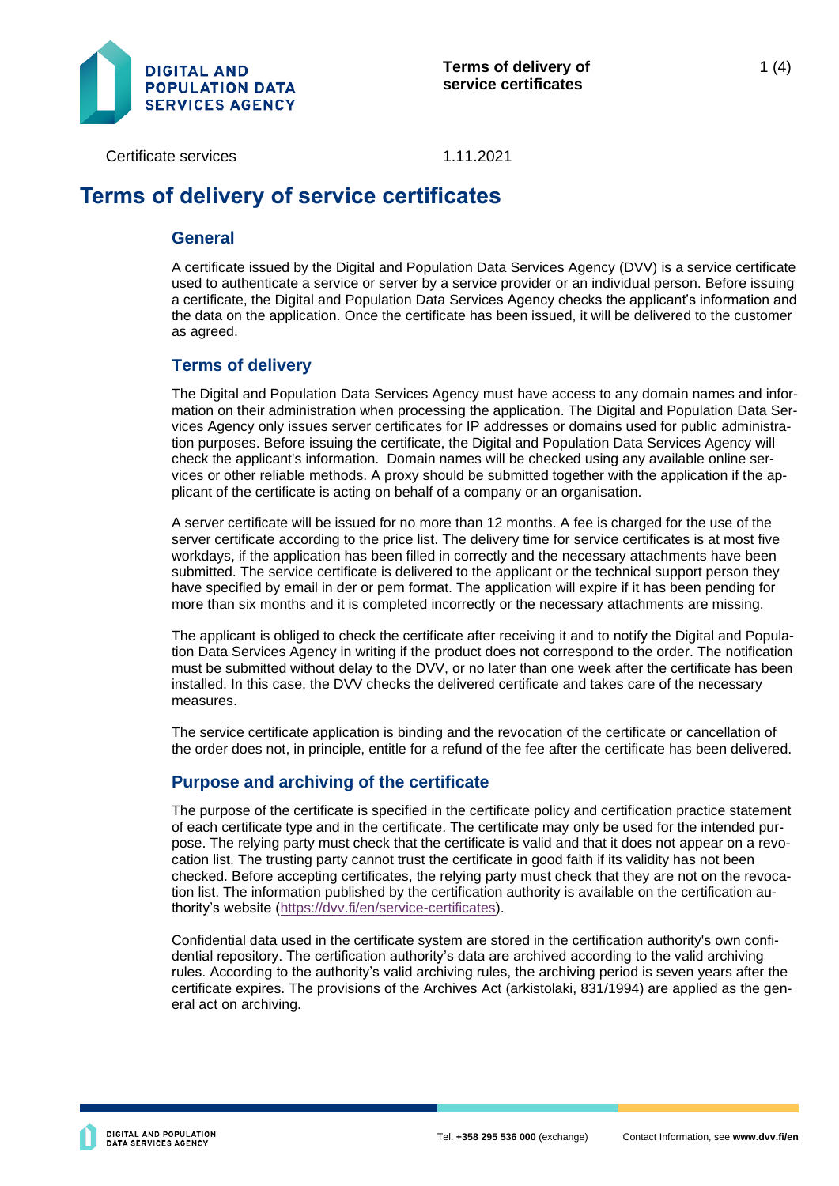Certificate services

1.11.2021

# Terms of delivery of service certificates

## General

A certificate issued by the Digital and Population Data Services Agency (DVV) is a service certificate used to authenticate a service or server by a service provider or an individual person. Before issuing a certificate, the Digital and Population Data Services Agency checks the applicant's information and the data on the application. Once the certificate has been issued, it will be delivered to the customer as agreed.

## Terms of delivery

The Digital and Population Data Services Agency must have access to any domain names and information on their administration when processing the application. The Digital and Population Data Services Agency only issues server certificates for IP addresses or domains used for public administration purposes. Before issuing the certificate, the Digital and Population Data Services Agency will check the applicant's information. Domain names will be checked using any available online services or other reliable methods. A proxy should be submitted together with the application if the applicant of the certificate is acting on behalf of a company or an organisation.

A server certificate will be issued for no more than 12 months. A fee is charged for the use of the server certificate according to the price list. The delivery time for service certificates is at most five workdays, if the application has been filled in correctly and the necessary attachments have been submitted. The service certificate is delivered to the applicant or the technical support person they have specified by email in der or pem format. The application will expire if it has been pending for more than six months and it is completed incorrectly or the necessary attachments are missing.

The applicant is obliged to check the certificate after receiving it and to notify the Digital and Population Data Services Agency in writing if the product does not correspond to the order. The notification must be submitted without delay to the DVV, or no later than one week after the certificate has been installed. In this case, the DVV checks the delivered certificate and takes care of the necessary measures.

The service certificate application is binding and the revocation of the certificate or cancellation of the order does not, in principle, entitle for a refund of the fee after the certificate has been delivered.

## Purpose and archiving of the certificate

The purpose of the certificate is specified in the certificate policy and certification practice statement of each certificate type and in the certificate. The certificate may only be used for the intended purpose. The relying party must check that the certificate is valid and that it does not appear on a revocation list. The trusting party cannot trust the certificate in good faith if its validity has not been checked. Before accepting certificates, the relying party must check that they are not on the revocation list. The information published by the certification authority is available on the certification authority's website (https://dvv.fi/en/service-certificates).

Confidential data used in the certificate system are stored in the certification authority's own confidential repository. The certification authority's data are archived according to the valid archiving rules. According to the authority's valid archiving rules, the archiving period is seven years after the certificate expires. The provisions of the Archives Act (arkistolaki, 831/1994) are applied as the general act on archiving.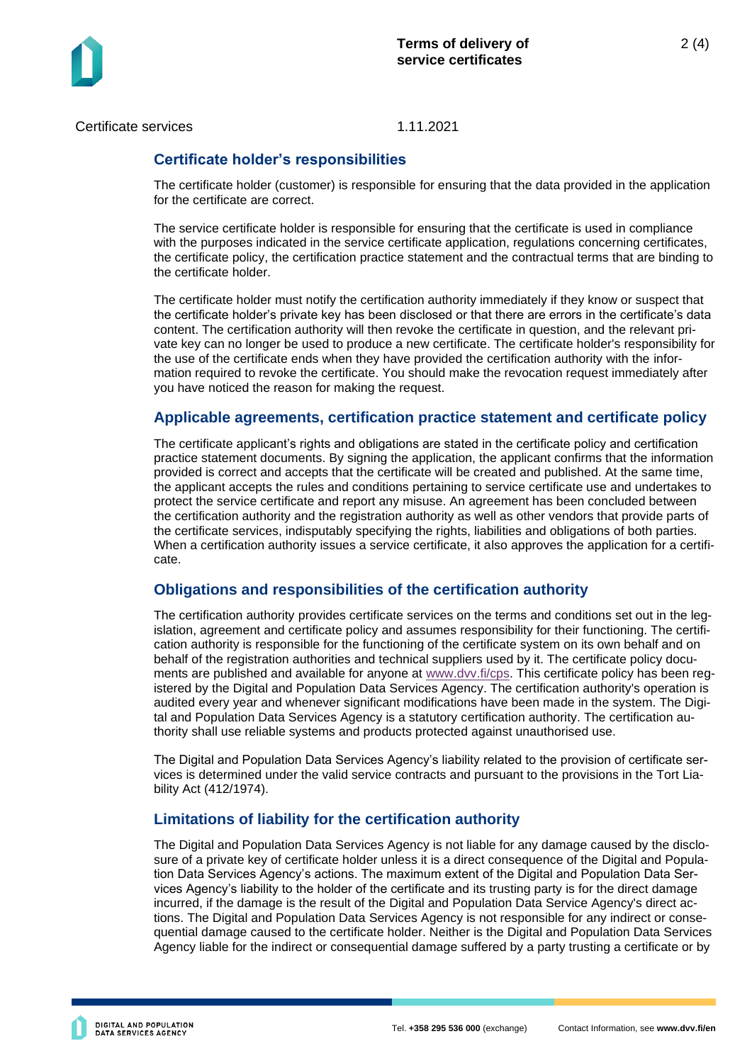## Certificate holder’s responsibilities

The certificate holder (customer) is responsible for ensuring that the data provided in the application for the certificate are correct.

The service certificate holder is responsible for ensuring that the certificate is used in compliance with the purposes indicated in the service certificate application, regulations concerning certificates, the certificate policy, the certification practice statement and the contractual terms that are binding to the certificate holder.

The certificate holder must notify the certification authority immediately if they know or suspect that the certificate holder’s private key has been disclosed or that there are errors in the certificate’s data content. The certification authority will then revoke the certificate in question, and the relevant private key can no longer be used to produce a new certificate. The certificate holder's responsibility for the use of the certificate ends when they have provided the certification authority with the information required to revoke the certificate. You should make the revocation request immediately after you have noticed the reason for making the request.

## Applicable agreements, certification practice statement and certificate policy

The certificate applicant’s rights and obligations are stated in the certificate policy and certification practice statement documents. By signing the application, the applicant confirms that the information provided is correct and accepts that the certificate will be created and published. At the same time, the applicant accepts the rules and conditions pertaining to service certificate use and undertakes to protect the service certificate and report any misuse. An agreement has been concluded between the certification authority and the registration authority as well as other vendors that provide parts of the certificate services, indisputably specifying the rights, liabilities and obligations of both parties. When a certification authority issues a service certificate, it also approves the application for a certificate.

## Obligations and responsibilities of the certification authority

The certification authority provides certificate services on the terms and conditions set out in the legislation, agreement and certificate policy and assumes responsibility for their functioning. The certification authority is responsible for the functioning of the certificate system on its own behalf and on behalf of the registration authorities and technical suppliers used by it. The certificate policy documents are published and available for anyone at www.dvv.fi/cps. This certificate policy has been registered by the Digital and Population Data Services Agency. The certification authority's operation is audited every year and whenever significant modifications have been made in the system. The Digital and Population Data Services Agency is a statutory certification authority. The certification authority shall use reliable systems and products protected against unauthorised use.

The Digital and Population Data Services Agency’s liability related to the provision of certificate services is determined under the valid service contracts and pursuant to the provisions in the Tort Liability Act (412/1974).

## Limitations of liability for the certification authority

The Digital and Population Data Services Agency is not liable for any damage caused by the disclosure of a private key of certificate holder unless it is a direct consequence of the Digital and Population Data Services Agency’s actions. The maximum extent of the Digital and Population Data Services Agency’s liability to the holder of the certificate and its trusting party is for the direct damage incurred, if the damage is the result of the Digital and Population Data Service Agency's direct actions. The Digital and Population Data Services Agency is not responsible for any indirect or consequential damage caused to the certificate holder. Neither is the Digital and Population Data Services Agency liable for the indirect or consequential damage suffered by a party trusting a certificate or by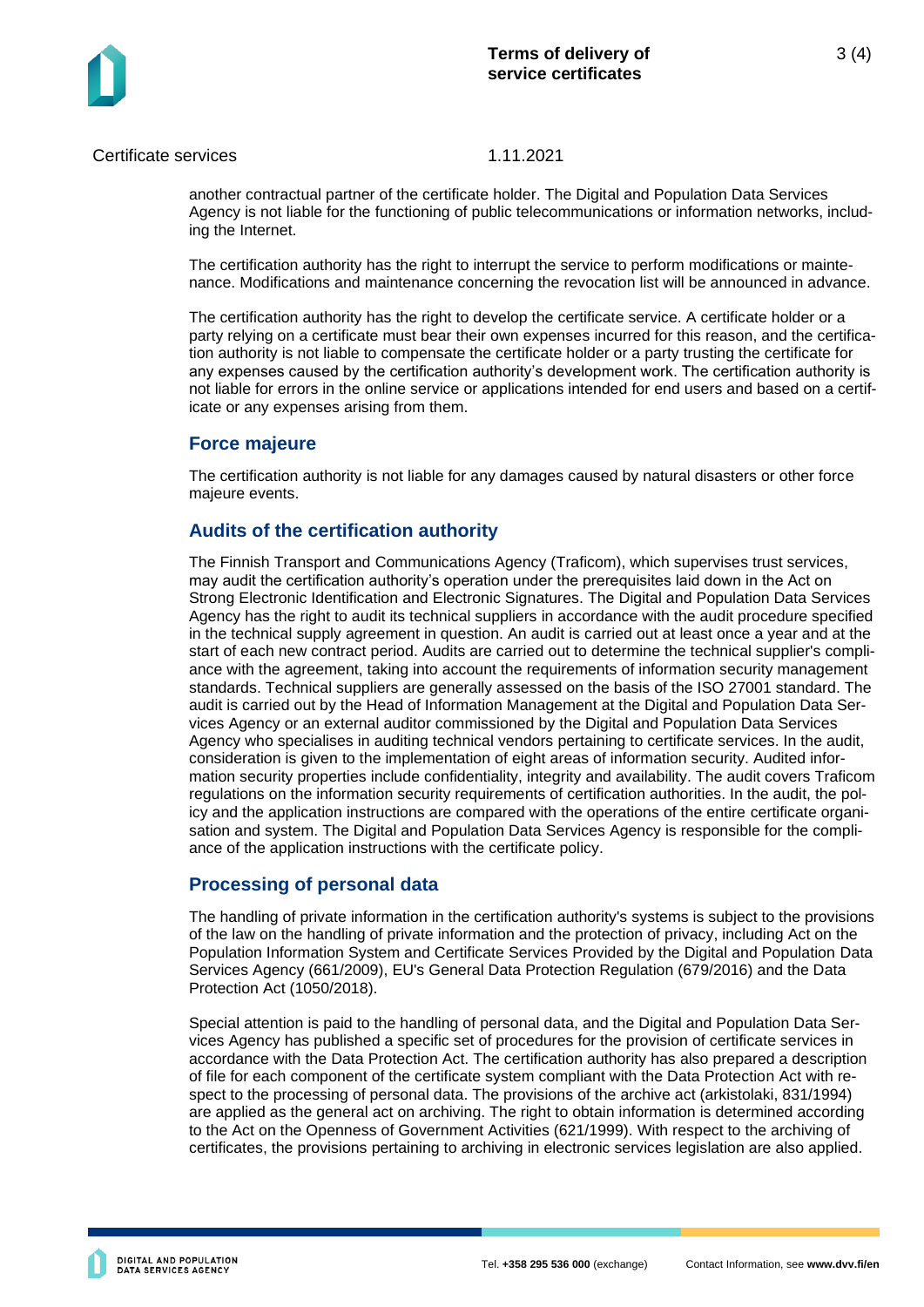another contractual partner of the certificate holder. The Digital and Population Data Services Agency is not liable for the functioning of public telecommunications or information networks, including the Internet.

The certification authority has the right to interrupt the service to perform modifications or maintenance. Modifications and maintenance concerning the revocation list will be announced in advance.

The certification authority has the right to develop the certificate service. A certificate holder or a party relying on a certificate must bear their own expenses incurred for this reason, and the certification authority is not liable to compensate the certificate holder or a party trusting the certificate for any expenses caused by the certification authority's development work. The certification authority is not liable for errors in the online service or applications intended for end users and based on a certificate or any expenses arising from them.

## Force majeure

The certification authority is not liable for any damages caused by natural disasters or other force majeure events.

## Audits of the certification authority

The Finnish Transport and Communications Agency (Traficom), which supervises trust services, may audit the certification authority's operation under the prerequisites laid down in the Act on Strong Electronic Identification and Electronic Signatures. The Digital and Population Data Services Agency has the right to audit its technical suppliers in accordance with the audit procedure specified in the technical supply agreement in question. An audit is carried out at least once a year and at the start of each new contract period. Audits are carried out to determine the technical supplier's compliance with the agreement, taking into account the requirements of information security management standards. Technical suppliers are generally assessed on the basis of the ISO 27001 standard. The audit is carried out by the Head of Information Management at the Digital and Population Data Services Agency or an external auditor commissioned by the Digital and Population Data Services Agency who specialises in auditing technical vendors pertaining to certificate services. In the audit, consideration is given to the implementation of eight areas of information security. Audited information security properties include confidentiality, integrity and availability. The audit covers Traficom regulations on the information security requirements of certification authorities. In the audit, the policy and the application instructions are compared with the operations of the entire certificate organisation and system. The Digital and Population Data Services Agency is responsible for the compliance of the application instructions with the certificate policy.

## Processing of personal data

The handling of private information in the certification authority's systems is subject to the provisions of the law on the handling of private information and the protection of privacy, including Act on the Population Information System and Certificate Services Provided by the Digital and Population Data Services Agency (661/2009), EU's General Data Protection Regulation (679/2016) and the Data Protection Act (1050/2018).

Special attention is paid to the handling of personal data, and the Digital and Population Data Services Agency has published a specific set of procedures for the provision of certificate services in accordance with the Data Protection Act. The certification authority has also prepared a description of file for each component of the certificate system compliant with the Data Protection Act with respect to the processing of personal data. The provisions of the archive act (arkistolaki, 831/1994) are applied as the general act on archiving. The right to obtain information is determined according to the Act on the Openness of Government Activities (621/1999). With respect to the archiving of certificates, the provisions pertaining to archiving in electronic services legislation are also applied.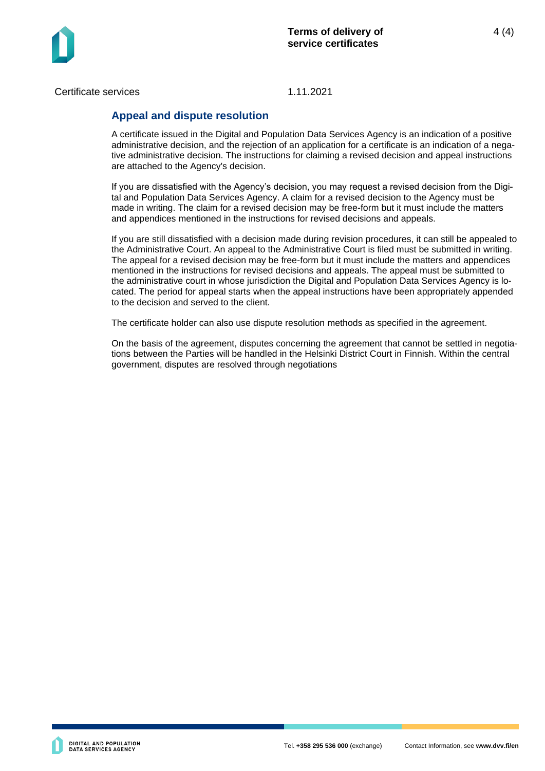## Appeal and dispute resolution

A certificate issued in the Digital and Population Data Services Agency is an indication of a positive administrative decision, and the rejection of an application for a certificate is an indication of a negative administrative decision. The instructions for claiming a revised decision and appeal instructions are attached to the Agency's decision.

If you are dissatisfied with the Agency's decision, you may request a revised decision from the Digital and Population Data Services Agency. A claim for a revised decision to the Agency must be made in writing. The claim for a revised decision may be free-form but it must include the matters and appendices mentioned in the instructions for revised decisions and appeals.

If you are still dissatisfied with a decision made during revision procedures, it can still be appealed to the Administrative Court. An appeal to the Administrative Court is filed must be submitted in writing. The appeal for a revised decision may be free-form but it must include the matters and appendices mentioned in the instructions for revised decisions and appeals. The appeal must be submitted to the administrative court in whose jurisdiction the Digital and Population Data Services Agency is located. The period for appeal starts when the appeal instructions have been appropriately appended to the decision and served to the client.

The certificate holder can also use dispute resolution methods as specified in the agreement.

On the basis of the agreement, disputes concerning the agreement that cannot be settled in negotiations between the Parties will be handled in the Helsinki District Court in Finnish. Within the central government, disputes are resolved through negotiations